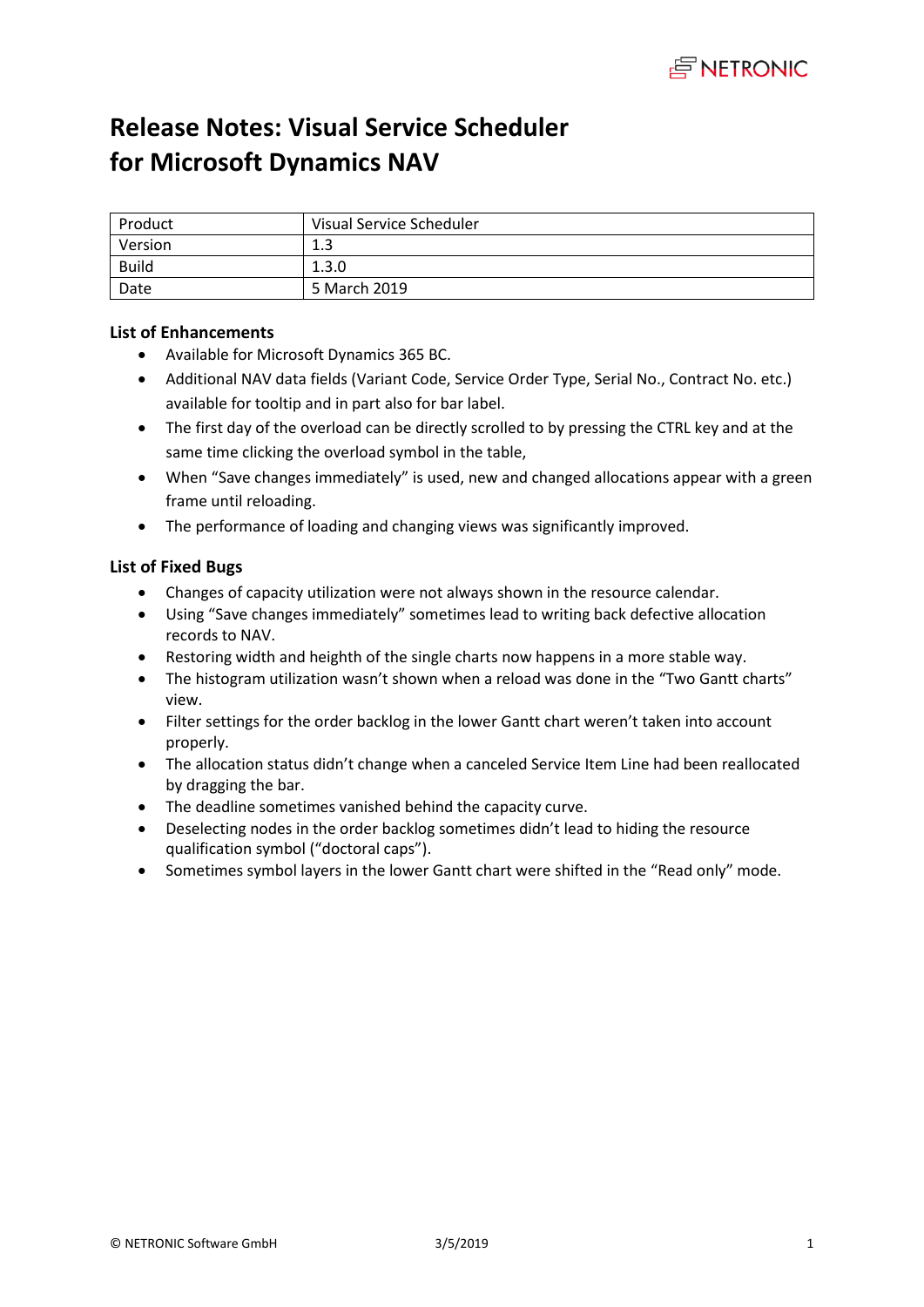# Release Notes: Visual Service Scheduler for Microsoft Dynamics NAV

| Product | Visual Service Scheduler |
| --- | --- |
| Version | 1.3 |
| Build | 1.3.0 |
| Date | 5 March 2019 |

**List of Enhancements**

- Available for Microsoft Dynamics 365 BC.
- Additional NAV data fields (Variant Code, Service Order Type, Serial No., Contract No. etc.) available for tooltip and in part also for bar label.
- The first day of the overload can be directly scrolled to by pressing the CTRL key and at the same time clicking the overload symbol in the table,
- When "Save changes immediately" is used, new and changed allocations appear with a green frame until reloading.
- The performance of loading and changing views was significantly improved.

**List of Fixed Bugs**

- Changes of capacity utilization were not always shown in the resource calendar.
- Using "Save changes immediately" sometimes lead to writing back defective allocation records to NAV.
- Restoring width and heighth of the single charts now happens in a more stable way.
- The histogram utilization wasn't shown when a reload was done in the "Two Gantt charts" view.
- Filter settings for the order backlog in the lower Gantt chart weren't taken into account properly.
- The allocation status didn't change when a canceled Service Item Line had been reallocated by dragging the bar.
- The deadline sometimes vanished behind the capacity curve.
- Deselecting nodes in the order backlog sometimes didn't lead to hiding the resource qualification symbol ("doctoral caps").
- Sometimes symbol layers in the lower Gantt chart were shifted in the "Read only" mode.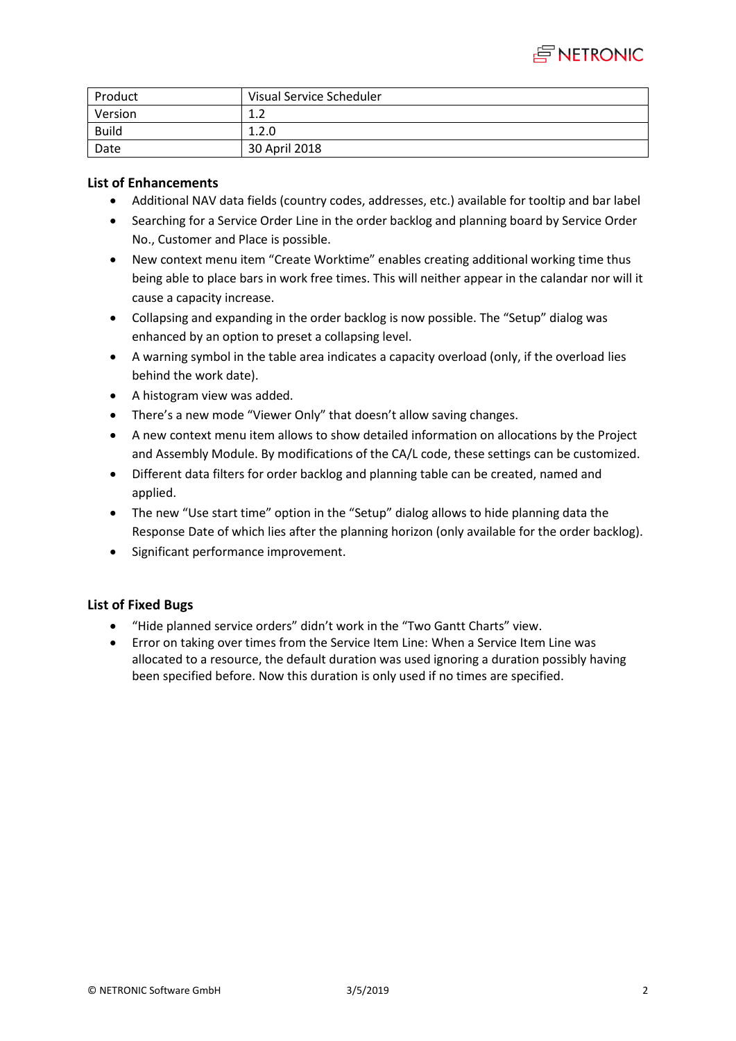| Product | Visual Service Scheduler |
|---|---|
| Version | 1.2 |
| Build | 1.2.0 |
| Date | 30 April 2018 |

## List of Enhancements

- Additional NAV data fields (country codes, addresses, etc.) available for tooltip and bar label
- Searching for a Service Order Line in the order backlog and planning board by Service Order No., Customer and Place is possible.
- New context menu item "Create Worktime" enables creating additional working time thus being able to place bars in work free times. This will neither appear in the calandar nor will it cause a capacity increase.
- Collapsing and expanding in the order backlog is now possible. The "Setup" dialog was enhanced by an option to preset a collapsing level.
- A warning symbol in the table area indicates a capacity overload (only, if the overload lies behind the work date).
- A histogram view was added.
- There's a new mode "Viewer Only" that doesn't allow saving changes.
- A new context menu item allows to show detailed information on allocations by the Project and Assembly Module. By modifications of the CA/L code, these settings can be customized.
- Different data filters for order backlog and planning table can be created, named and applied.
- The new "Use start time" option in the "Setup" dialog allows to hide planning data the Response Date of which lies after the planning horizon (only available for the order backlog).
- Significant performance improvement.

## List of Fixed Bugs

- "Hide planned service orders" didn't work in the "Two Gantt Charts" view.
- Error on taking over times from the Service Item Line: When a Service Item Line was allocated to a resource, the default duration was used ignoring a duration possibly having been specified before. Now this duration is only used if no times are specified.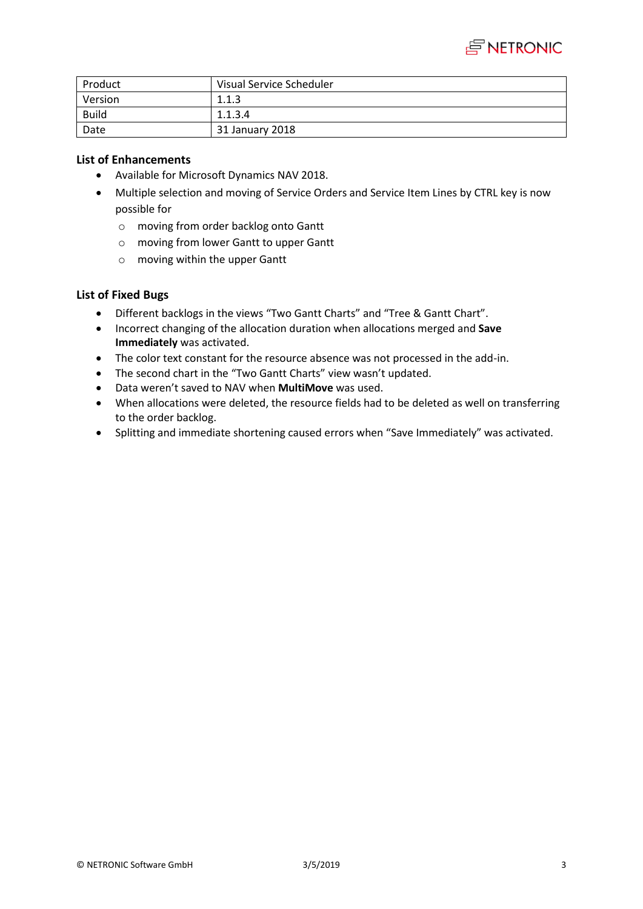| Product | Visual Service Scheduler |
| --- | --- |
| Version | 1.1.3 |
| Build | 1.1.3.4 |
| Date | 31 January 2018 |

### List of Enhancements

- Available for Microsoft Dynamics NAV 2018.
- Multiple selection and moving of Service Orders and Service Item Lines by CTRL key is now possible for
  - moving from order backlog onto Gantt
  - moving from lower Gantt to upper Gantt
  - moving within the upper Gantt

### List of Fixed Bugs

- Different backlogs in the views "Two Gantt Charts" and "Tree & Gantt Chart".
- Incorrect changing of the allocation duration when allocations merged and **Save Immediately** was activated.
- The color text constant for the resource absence was not processed in the add-in.
- The second chart in the "Two Gantt Charts" view wasn't updated.
- Data weren't saved to NAV when **MultiMove** was used.
- When allocations were deleted, the resource fields had to be deleted as well on transferring to the order backlog.
- Splitting and immediate shortening caused errors when "Save Immediately" was activated.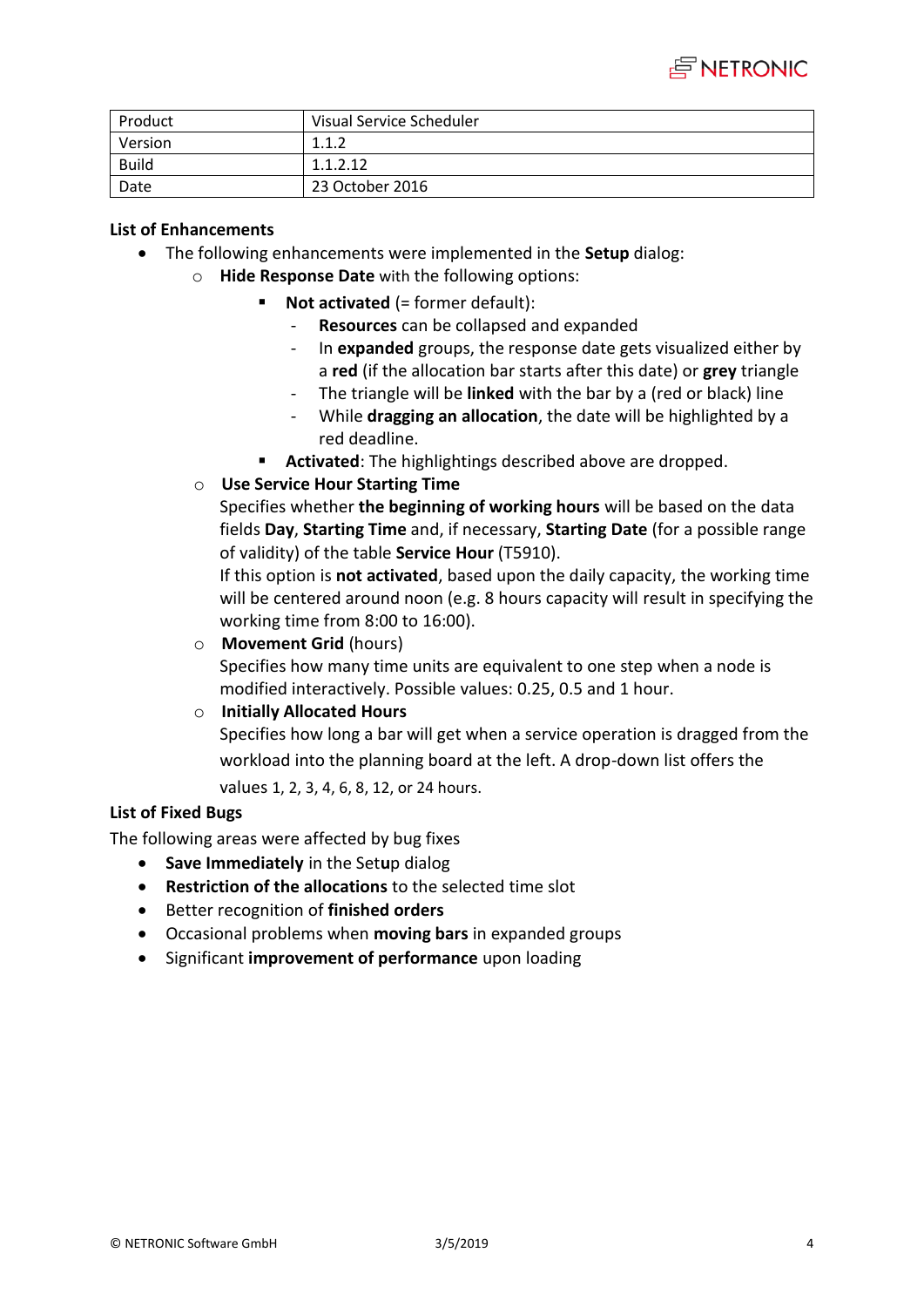| Product | Visual Service Scheduler |
|---|---|
| Version | 1.1.2 |
| Build | 1.1.2.12 |
| Date | 23 October 2016 |

**List of Enhancements**

- The following enhancements were implemented in the **Setup** dialog:
  - **Hide Response Date** with the following options:
    - **Not activated** (= former default):
      - **Resources** can be collapsed and expanded
      - In **expanded** groups, the response date gets visualized either by a **red** (if the allocation bar starts after this date) or **grey** triangle
      - The triangle will be **linked** with the bar by a (red or black) line
      - While **dragging an allocation**, the date will be highlighted by a red deadline.
    - **Activated**: The highlightings described above are dropped.
  - **Use Service Hour Starting Time**

    Specifies whether **the beginning of working hours** will be based on the data fields **Day**, **Starting Time** and, if necessary, **Starting Date** (for a possible range of validity) of the table **Service Hour** (T5910).

    If this option is **not activated**, based upon the daily capacity, the working time will be centered around noon (e.g. 8 hours capacity will result in specifying the working time from 8:00 to 16:00).
  - **Movement Grid** (hours)

    Specifies how many time units are equivalent to one step when a node is modified interactively. Possible values: 0.25, 0.5 and 1 hour.
  - **Initially Allocated Hours**

    Specifies how long a bar will get when a service operation is dragged from the workload into the planning board at the left. A drop-down list offers the values 1, 2, 3, 4, 6, 8, 12, or 24 hours.

**List of Fixed Bugs**

The following areas were affected by bug fixes

- **Save Immediately** in the Set**u**p dialog
- **Restriction of the allocations** to the selected time slot
- Better recognition of **finished orders**
- Occasional problems when **moving bars** in expanded groups
- Significant **improvement of performance** upon loading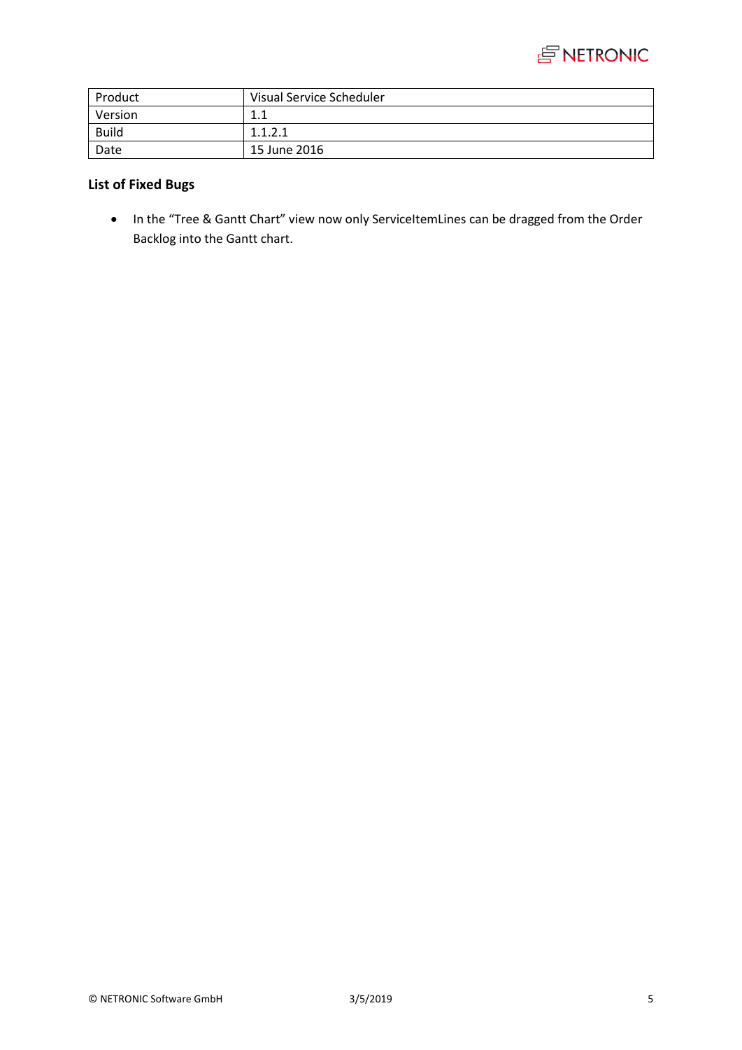| Product | Visual Service Scheduler |
| --- | --- |
| Version | 1.1 |
| Build | 1.1.2.1 |
| Date | 15 June 2016 |

**List of Fixed Bugs**

- In the “Tree & Gantt Chart” view now only ServiceItemLines can be dragged from the Order Backlog into the Gantt chart.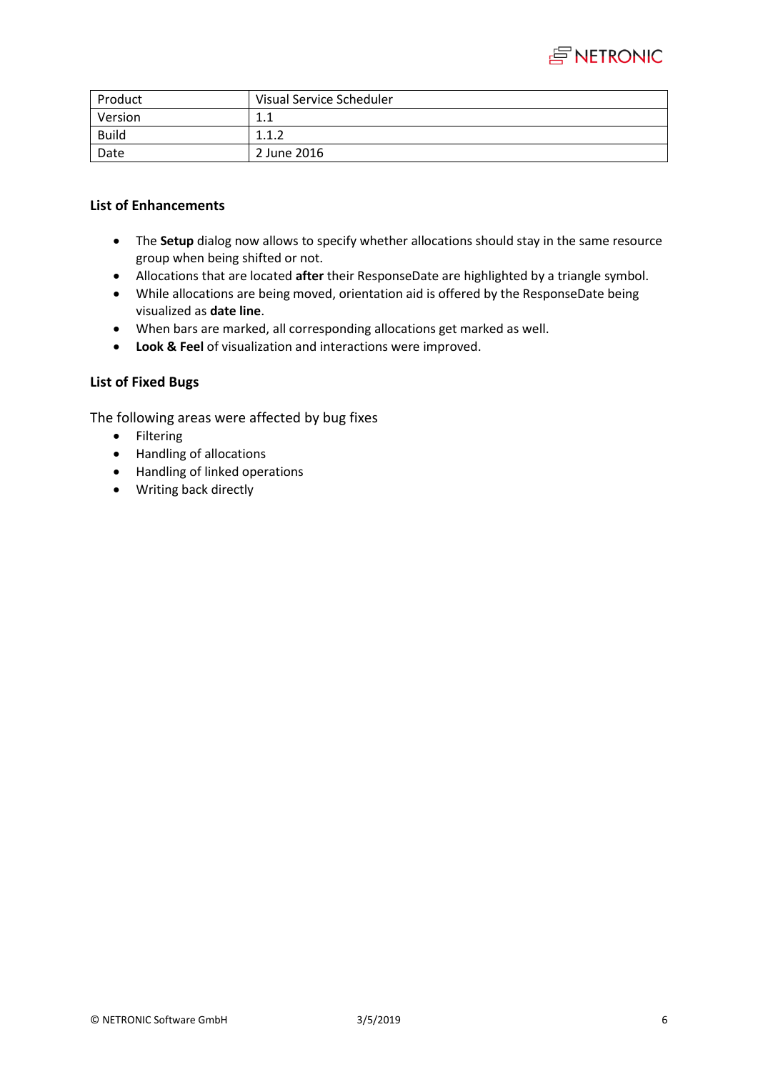| Product | Visual Service Scheduler |
| --- | --- |
| Version | 1.1 |
| Build | 1.1.2 |
| Date | 2 June 2016 |

**List of Enhancements**

- The **Setup** dialog now allows to specify whether allocations should stay in the same resource group when being shifted or not.
- Allocations that are located **after** their ResponseDate are highlighted by a triangle symbol.
- While allocations are being moved, orientation aid is offered by the ResponseDate being visualized as **date line**.
- When bars are marked, all corresponding allocations get marked as well.
- **Look & Feel** of visualization and interactions were improved.

**List of Fixed Bugs**

The following areas were affected by bug fixes

- Filtering
- Handling of allocations
- Handling of linked operations
- Writing back directly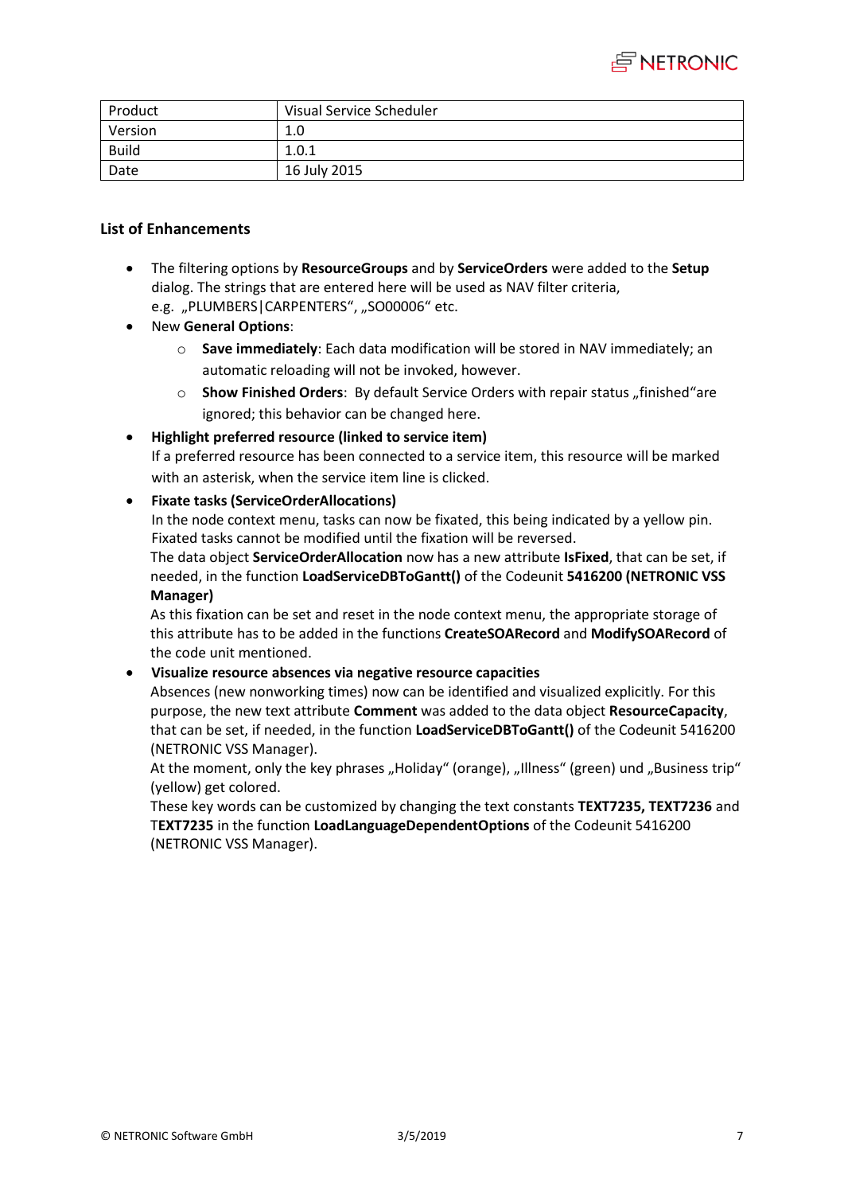| Product | Visual Service Scheduler |
| --- | --- |
| Version | 1.0 |
| Build | 1.0.1 |
| Date | 16 July 2015 |

### List of Enhancements

- The filtering options by **ResourceGroups** and by **ServiceOrders** were added to the **Setup** dialog. The strings that are entered here will be used as NAV filter criteria, e.g. „PLUMBERS|CARPENTERS“, „SO00006“ etc.
- New **General Options**:
  - **Save immediately**: Each data modification will be stored in NAV immediately; an automatic reloading will not be invoked, however.
  - **Show Finished Orders**: By default Service Orders with repair status „finished“are ignored; this behavior can be changed here.
- **Highlight preferred resource (linked to service item)**
  If a preferred resource has been connected to a service item, this resource will be marked with an asterisk, when the service item line is clicked.
- **Fixate tasks (ServiceOrderAllocations)**
  In the node context menu, tasks can now be fixated, this being indicated by a yellow pin. Fixated tasks cannot be modified until the fixation will be reversed.
  The data object **ServiceOrderAllocation** now has a new attribute **IsFixed**, that can be set, if needed, in the function **LoadServiceDBToGantt()** of the Codeunit **5416200 (NETRONIC VSS Manager)**
  As this fixation can be set and reset in the node context menu, the appropriate storage of this attribute has to be added in the functions **CreateSOARecord** and **ModifySOARecord** of the code unit mentioned.
- **Visualize resource absences via negative resource capacities**
  Absences (new nonworking times) now can be identified and visualized explicitly. For this purpose, the new text attribute **Comment** was added to the data object **ResourceCapacity**, that can be set, if needed, in the function **LoadServiceDBToGantt()** of the Codeunit 5416200 (NETRONIC VSS Manager).
  At the moment, only the key phrases „Holiday“ (orange), „Illness“ (green) und „Business trip“ (yellow) get colored.
  These key words can be customized by changing the text constants **TEXT7235, TEXT7236** and T**EXT7235** in the function **LoadLanguageDependentOptions** of the Codeunit 5416200 (NETRONIC VSS Manager).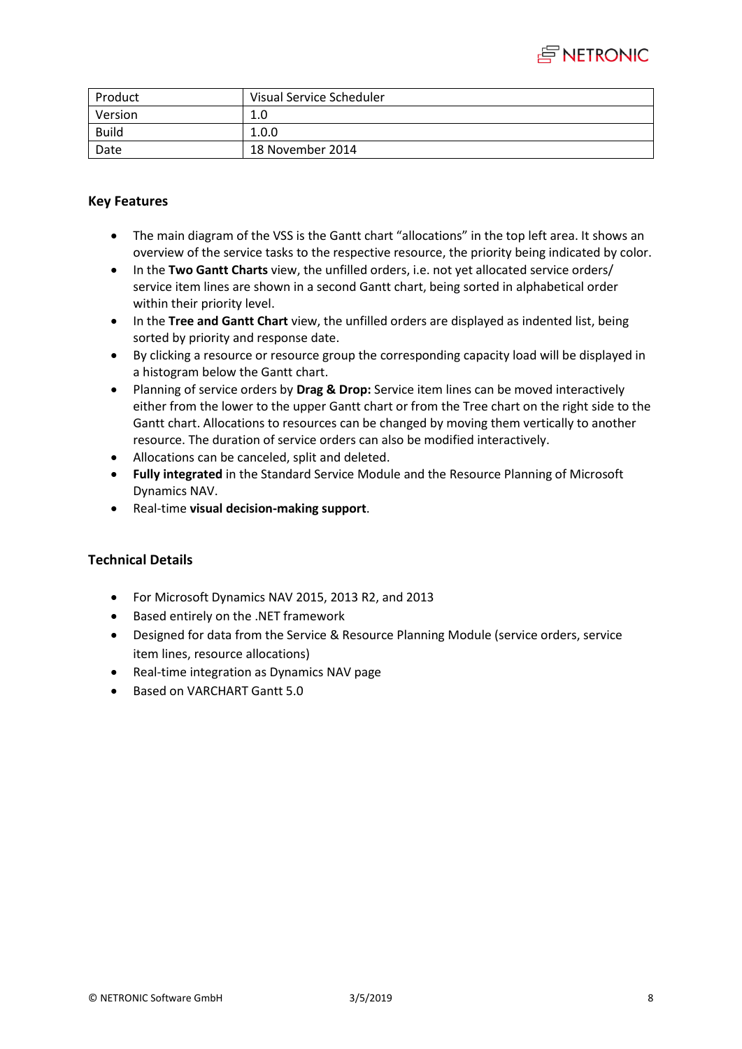| | |
|---|---|
| Product | Visual Service Scheduler |
| Version | 1.0 |
| Build | 1.0.0 |
| Date | 18 November 2014 |

### Key Features

- The main diagram of the VSS is the Gantt chart “allocations” in the top left area. It shows an overview of the service tasks to the respective resource, the priority being indicated by color.
- In the **Two Gantt Charts** view, the unfilled orders, i.e. not yet allocated service orders/ service item lines are shown in a second Gantt chart, being sorted in alphabetical order within their priority level.
- In the **Tree and Gantt Chart** view, the unfilled orders are displayed as indented list, being sorted by priority and response date.
- By clicking a resource or resource group the corresponding capacity load will be displayed in a histogram below the Gantt chart.
- Planning of service orders by **Drag & Drop:** Service item lines can be moved interactively either from the lower to the upper Gantt chart or from the Tree chart on the right side to the Gantt chart. Allocations to resources can be changed by moving them vertically to another resource. The duration of service orders can also be modified interactively.
- Allocations can be canceled, split and deleted.
- **Fully integrated** in the Standard Service Module and the Resource Planning of Microsoft Dynamics NAV.
- Real-time **visual decision-making support**.

### Technical Details

- For Microsoft Dynamics NAV 2015, 2013 R2, and 2013
- Based entirely on the .NET framework
- Designed for data from the Service & Resource Planning Module (service orders, service item lines, resource allocations)
- Real-time integration as Dynamics NAV page
- Based on VARCHART Gantt 5.0